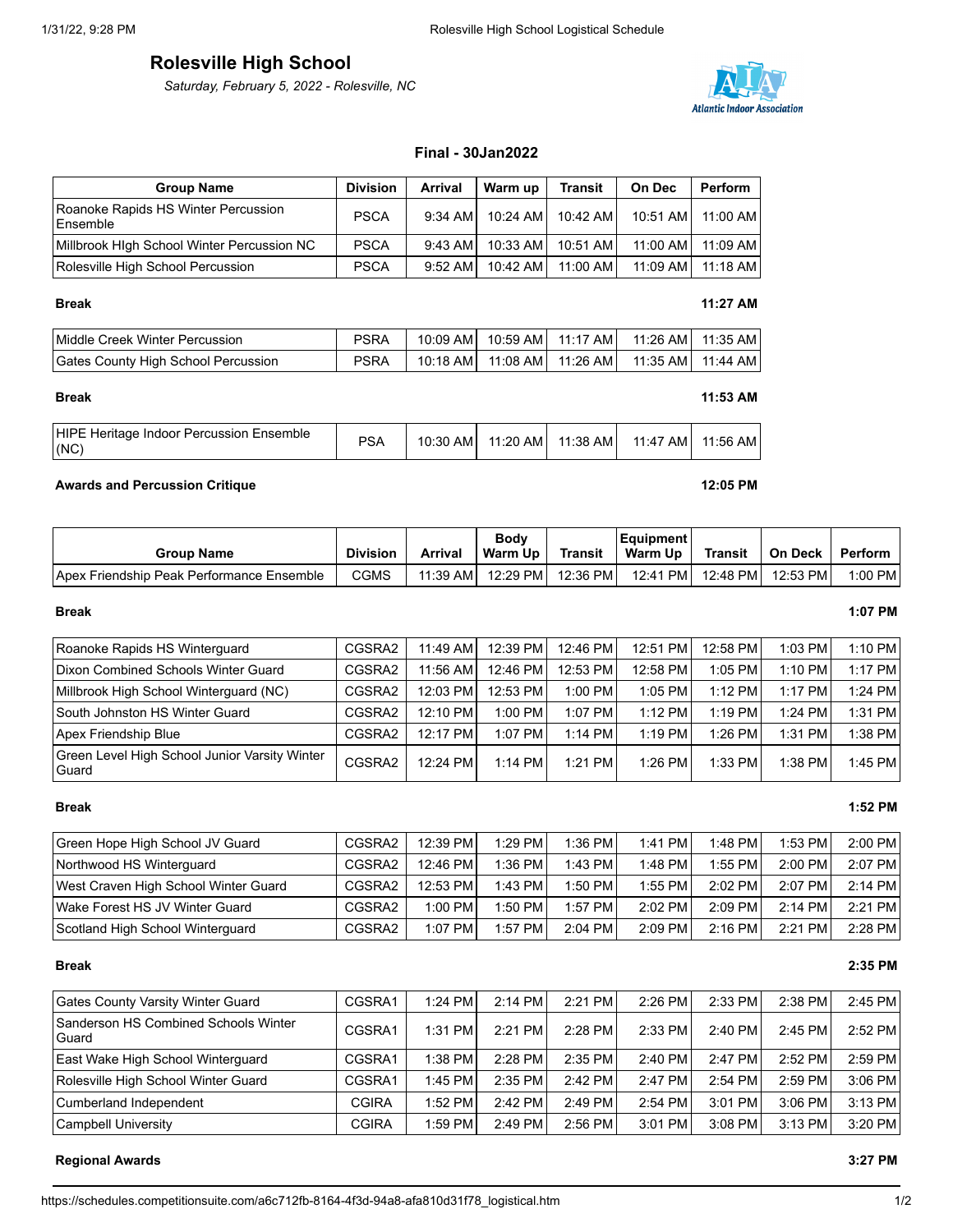# Rolesville High School

*Saturday, February 5, 2022 - Rolesville, NC*

**Final - 30Jan2022**

| Group Name | Division | Arrival | Warm up | Transit | On Dec | Perform |
|---|---|---|---|---|---|---|
| Roanoke Rapids HS Winter Percussion Ensemble | PSCA | 9:34 AM | 10:24 AM | 10:42 AM | 10:51 AM | 11:00 AM |
| Millbrook HIgh School Winter Percussion NC | PSCA | 9:43 AM | 10:33 AM | 10:51 AM | 11:00 AM | 11:09 AM |
| Rolesville High School Percussion | PSCA | 9:52 AM | 10:42 AM | 11:00 AM | 11:09 AM | 11:18 AM |
| **Break** | | | | | | **11:27 AM** |
| Middle Creek Winter Percussion | PSRA | 10:09 AM | 10:59 AM | 11:17 AM | 11:26 AM | 11:35 AM |
| Gates County High School Percussion | PSRA | 10:18 AM | 11:08 AM | 11:26 AM | 11:35 AM | 11:44 AM |
| **Break** | | | | | | **11:53 AM** |
| HIPE Heritage Indoor Percussion Ensemble (NC) | PSA | 10:30 AM | 11:20 AM | 11:38 AM | 11:47 AM | 11:56 AM |
| **Awards and Percussion Critique** | | | | | | **12:05 PM** |

| Group Name | Division | Arrival | Body Warm Up | Transit | Equipment Warm Up | Transit | On Deck | Perform |
|---|---|---|---|---|---|---|---|---|
| Apex Friendship Peak Performance Ensemble | CGMS | 11:39 AM | 12:29 PM | 12:36 PM | 12:41 PM | 12:48 PM | 12:53 PM | 1:00 PM |
| **Break** | | | | | | | | **1:07 PM** |
| Roanoke Rapids HS Winterguard | CGSRA2 | 11:49 AM | 12:39 PM | 12:46 PM | 12:51 PM | 12:58 PM | 1:03 PM | 1:10 PM |
| Dixon Combined Schools Winter Guard | CGSRA2 | 11:56 AM | 12:46 PM | 12:53 PM | 12:58 PM | 1:05 PM | 1:10 PM | 1:17 PM |
| Millbrook High School Winterguard (NC) | CGSRA2 | 12:03 PM | 12:53 PM | 1:00 PM | 1:05 PM | 1:12 PM | 1:17 PM | 1:24 PM |
| South Johnston HS Winter Guard | CGSRA2 | 12:10 PM | 1:00 PM | 1:07 PM | 1:12 PM | 1:19 PM | 1:24 PM | 1:31 PM |
| Apex Friendship Blue | CGSRA2 | 12:17 PM | 1:07 PM | 1:14 PM | 1:19 PM | 1:26 PM | 1:31 PM | 1:38 PM |
| Green Level High School Junior Varsity Winter Guard | CGSRA2 | 12:24 PM | 1:14 PM | 1:21 PM | 1:26 PM | 1:33 PM | 1:38 PM | 1:45 PM |
| **Break** | | | | | | | | **1:52 PM** |
| Green Hope High School JV Guard | CGSRA2 | 12:39 PM | 1:29 PM | 1:36 PM | 1:41 PM | 1:48 PM | 1:53 PM | 2:00 PM |
| Northwood HS Winterguard | CGSRA2 | 12:46 PM | 1:36 PM | 1:43 PM | 1:48 PM | 1:55 PM | 2:00 PM | 2:07 PM |
| West Craven High School Winter Guard | CGSRA2 | 12:53 PM | 1:43 PM | 1:50 PM | 1:55 PM | 2:02 PM | 2:07 PM | 2:14 PM |
| Wake Forest HS JV Winter Guard | CGSRA2 | 1:00 PM | 1:50 PM | 1:57 PM | 2:02 PM | 2:09 PM | 2:14 PM | 2:21 PM |
| Scotland High School Winterguard | CGSRA2 | 1:07 PM | 1:57 PM | 2:04 PM | 2:09 PM | 2:16 PM | 2:21 PM | 2:28 PM |
| **Break** | | | | | | | | **2:35 PM** |
| Gates County Varsity Winter Guard | CGSRA1 | 1:24 PM | 2:14 PM | 2:21 PM | 2:26 PM | 2:33 PM | 2:38 PM | 2:45 PM |
| Sanderson HS Combined Schools Winter Guard | CGSRA1 | 1:31 PM | 2:21 PM | 2:28 PM | 2:33 PM | 2:40 PM | 2:45 PM | 2:52 PM |
| East Wake High School Winterguard | CGSRA1 | 1:38 PM | 2:28 PM | 2:35 PM | 2:40 PM | 2:47 PM | 2:52 PM | 2:59 PM |
| Rolesville High School Winter Guard | CGSRA1 | 1:45 PM | 2:35 PM | 2:42 PM | 2:47 PM | 2:54 PM | 2:59 PM | 3:06 PM |
| Cumberland Independent | CGIRA | 1:52 PM | 2:42 PM | 2:49 PM | 2:54 PM | 3:01 PM | 3:06 PM | 3:13 PM |
| Campbell University | CGIRA | 1:59 PM | 2:49 PM | 2:56 PM | 3:01 PM | 3:08 PM | 3:13 PM | 3:20 PM |
| **Regional Awards** | | | | | | | | **3:27 PM** |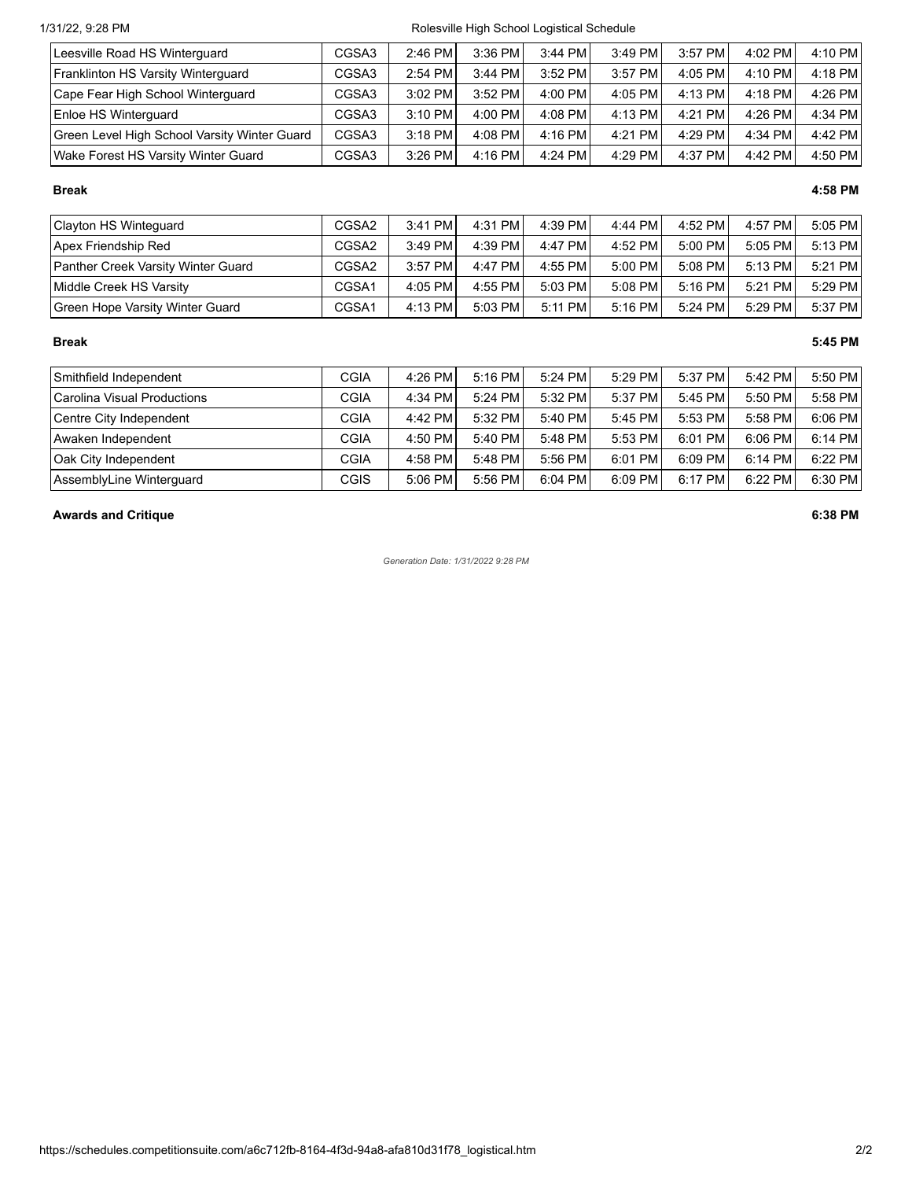| | | | | | | | | |
|---|---|---|---|---|---|---|---|---|
| Leesville Road HS Winterguard | CGSA3 | 2:46 PM | 3:36 PM | 3:44 PM | 3:49 PM | 3:57 PM | 4:02 PM | 4:10 PM |
| Franklinton HS Varsity Winterguard | CGSA3 | 2:54 PM | 3:44 PM | 3:52 PM | 3:57 PM | 4:05 PM | 4:10 PM | 4:18 PM |
| Cape Fear High School Winterguard | CGSA3 | 3:02 PM | 3:52 PM | 4:00 PM | 4:05 PM | 4:13 PM | 4:18 PM | 4:26 PM |
| Enloe HS Winterguard | CGSA3 | 3:10 PM | 4:00 PM | 4:08 PM | 4:13 PM | 4:21 PM | 4:26 PM | 4:34 PM |
| Green Level High School Varsity Winter Guard | CGSA3 | 3:18 PM | 4:08 PM | 4:16 PM | 4:21 PM | 4:29 PM | 4:34 PM | 4:42 PM |
| Wake Forest HS Varsity Winter Guard | CGSA3 | 3:26 PM | 4:16 PM | 4:24 PM | 4:29 PM | 4:37 PM | 4:42 PM | 4:50 PM |

**Break** **4:58 PM**

| | | | | | | | | |
|---|---|---|---|---|---|---|---|---|
| Clayton HS Winteguard | CGSA2 | 3:41 PM | 4:31 PM | 4:39 PM | 4:44 PM | 4:52 PM | 4:57 PM | 5:05 PM |
| Apex Friendship Red | CGSA2 | 3:49 PM | 4:39 PM | 4:47 PM | 4:52 PM | 5:00 PM | 5:05 PM | 5:13 PM |
| Panther Creek Varsity Winter Guard | CGSA2 | 3:57 PM | 4:47 PM | 4:55 PM | 5:00 PM | 5:08 PM | 5:13 PM | 5:21 PM |
| Middle Creek HS Varsity | CGSA1 | 4:05 PM | 4:55 PM | 5:03 PM | 5:08 PM | 5:16 PM | 5:21 PM | 5:29 PM |
| Green Hope Varsity Winter Guard | CGSA1 | 4:13 PM | 5:03 PM | 5:11 PM | 5:16 PM | 5:24 PM | 5:29 PM | 5:37 PM |

**Break** **5:45 PM**

| | | | | | | | | |
|---|---|---|---|---|---|---|---|---|
| Smithfield Independent | CGIA | 4:26 PM | 5:16 PM | 5:24 PM | 5:29 PM | 5:37 PM | 5:42 PM | 5:50 PM |
| Carolina Visual Productions | CGIA | 4:34 PM | 5:24 PM | 5:32 PM | 5:37 PM | 5:45 PM | 5:50 PM | 5:58 PM |
| Centre City Independent | CGIA | 4:42 PM | 5:32 PM | 5:40 PM | 5:45 PM | 5:53 PM | 5:58 PM | 6:06 PM |
| Awaken Independent | CGIA | 4:50 PM | 5:40 PM | 5:48 PM | 5:53 PM | 6:01 PM | 6:06 PM | 6:14 PM |
| Oak City Independent | CGIA | 4:58 PM | 5:48 PM | 5:56 PM | 6:01 PM | 6:09 PM | 6:14 PM | 6:22 PM |
| AssemblyLine Winterguard | CGIS | 5:06 PM | 5:56 PM | 6:04 PM | 6:09 PM | 6:17 PM | 6:22 PM | 6:30 PM |

**Awards and Critique** **6:38 PM**

*Generation Date: 1/31/2022 9:28 PM*